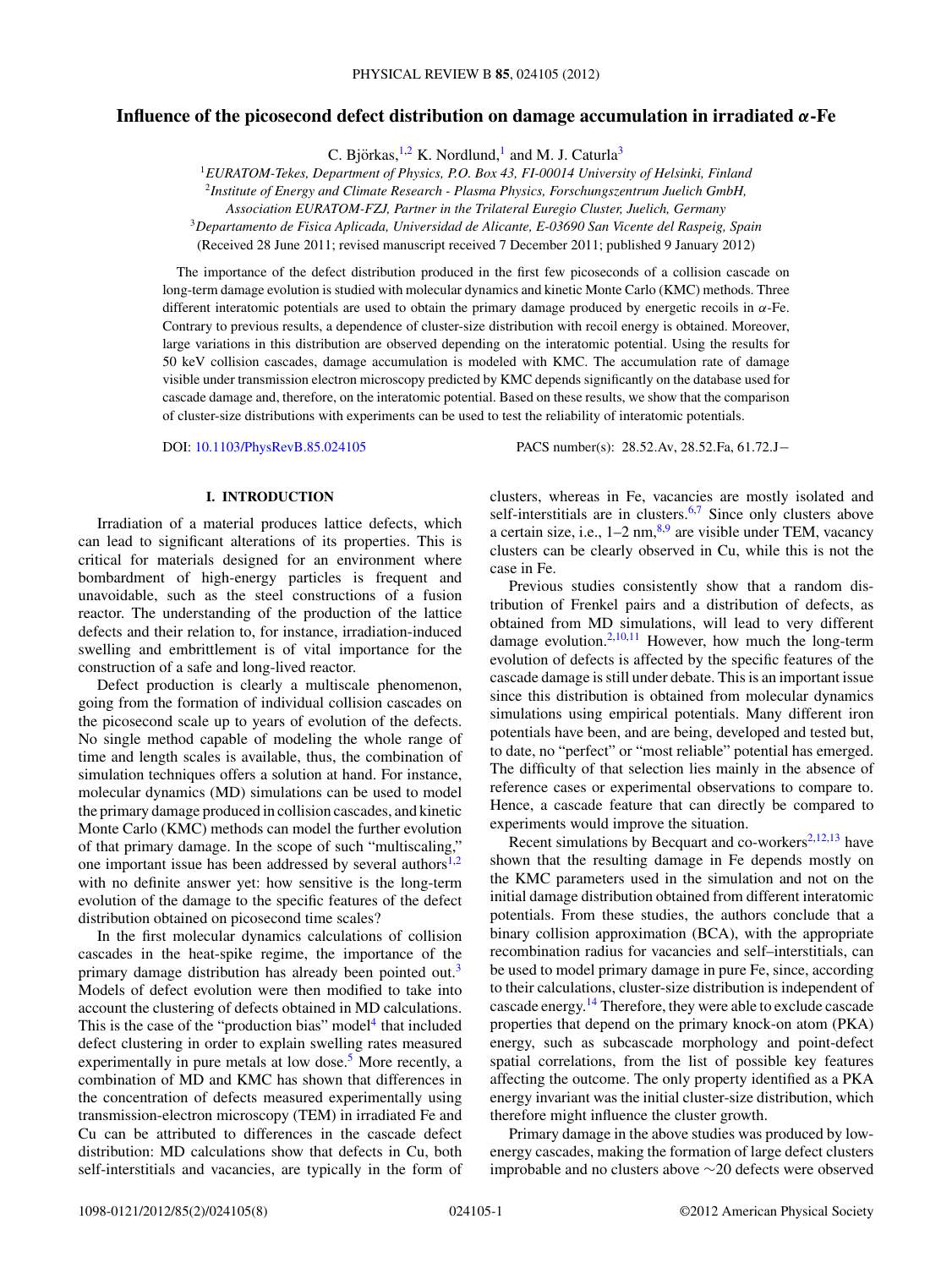# Influence of the picosecond defect distribution on damage accumulation in irradiated $\alpha$-Fe

C. Björkas,[1,2] K. Nordlund,[1] and M. J. Caturla[3]

[1]*EURATOM-Tekes, Department of Physics, P.O. Box 43, FI-00014 University of Helsinki, Finland*

[2]*Institute of Energy and Climate Research - Plasma Physics, Forschungszentrum Juelich GmbH, Association EURATOM-FZJ, Partner in the Trilateral Euregio Cluster, Juelich, Germany*

[3]*Departamento de Fisica Aplicada, Universidad de Alicante, E-03690 San Vicente del Raspeig, Spain*

(Received 28 June 2011; revised manuscript received 7 December 2011; published 9 January 2012)

The importance of the defect distribution produced in the first few picoseconds of a collision cascade on long-term damage evolution is studied with molecular dynamics and kinetic Monte Carlo (KMC) methods. Three different interatomic potentials are used to obtain the primary damage produced by energetic recoils in $\alpha$-Fe. Contrary to previous results, a dependence of cluster-size distribution with recoil energy is obtained. Moreover, large variations in this distribution are observed depending on the interatomic potential. Using the results for 50 keV collision cascades, damage accumulation is modeled with KMC. The accumulation rate of damage visible under transmission electron microscopy predicted by KMC depends significantly on the database used for cascade damage and, therefore, on the interatomic potential. Based on these results, we show that the comparison of cluster-size distributions with experiments can be used to test the reliability of interatomic potentials.

DOI: 10.1103/PhysRevB.85.024105 PACS number(s): 28.52.Av, 28.52.Fa, 61.72.J−

## I. INTRODUCTION

Irradiation of a material produces lattice defects, which can lead to significant alterations of its properties. This is critical for materials designed for an environment where bombardment of high-energy particles is frequent and unavoidable, such as the steel constructions of a fusion reactor. The understanding of the production of the lattice defects and their relation to, for instance, irradiation-induced swelling and embrittlement is of vital importance for the construction of a safe and long-lived reactor.

Defect production is clearly a multiscale phenomenon, going from the formation of individual collision cascades on the picosecond scale up to years of evolution of the defects. No single method capable of modeling the whole range of time and length scales is available, thus, the combination of simulation techniques offers a solution at hand. For instance, molecular dynamics (MD) simulations can be used to model the primary damage produced in collision cascades, and kinetic Monte Carlo (KMC) methods can model the further evolution of that primary damage. In the scope of such "multiscaling," one important issue has been addressed by several authors[1,2] with no definite answer yet: how sensitive is the long-term evolution of the damage to the specific features of the defect distribution obtained on picosecond time scales?

In the first molecular dynamics calculations of collision cascades in the heat-spike regime, the importance of the primary damage distribution has already been pointed out.[3] Models of defect evolution were then modified to take into account the clustering of defects obtained in MD calculations. This is the case of the "production bias" model[4] that included defect clustering in order to explain swelling rates measured experimentally in pure metals at low dose.[5] More recently, a combination of MD and KMC has shown that differences in the concentration of defects measured experimentally using transmission-electron microscopy (TEM) in irradiated Fe and Cu can be attributed to differences in the cascade defect distribution: MD calculations show that defects in Cu, both self-interstitials and vacancies, are typically in the form of clusters, whereas in Fe, vacancies are mostly isolated and self-interstitials are in clusters.[6,7] Since only clusters above a certain size, i.e., 1–2 nm,[8,9] are visible under TEM, vacancy clusters can be clearly observed in Cu, while this is not the case in Fe.

Previous studies consistently show that a random distribution of Frenkel pairs and a distribution of defects, as obtained from MD simulations, will lead to very different damage evolution.[2,10,11] However, how much the long-term evolution of defects is affected by the specific features of the cascade damage is still under debate. This is an important issue since this distribution is obtained from molecular dynamics simulations using empirical potentials. Many different iron potentials have been, and are being, developed and tested but, to date, no "perfect" or "most reliable" potential has emerged. The difficulty of that selection lies mainly in the absence of reference cases or experimental observations to compare to. Hence, a cascade feature that can directly be compared to experiments would improve the situation.

Recent simulations by Becquart and co-workers[2,12,13] have shown that the resulting damage in Fe depends mostly on the KMC parameters used in the simulation and not on the initial damage distribution obtained from different interatomic potentials. From these studies, the authors conclude that a binary collision approximation (BCA), with the appropriate recombination radius for vacancies and self–interstitials, can be used to model primary damage in pure Fe, since, according to their calculations, cluster-size distribution is independent of cascade energy.[14] Therefore, they were able to exclude cascade properties that depend on the primary knock-on atom (PKA) energy, such as subcascade morphology and point-defect spatial correlations, from the list of possible key features affecting the outcome. The only property identified as a PKA energy invariant was the initial cluster-size distribution, which therefore might influence the cluster growth.

Primary damage in the above studies was produced by low-energy cascades, making the formation of large defect clusters improbable and no clusters above ~20 defects were observed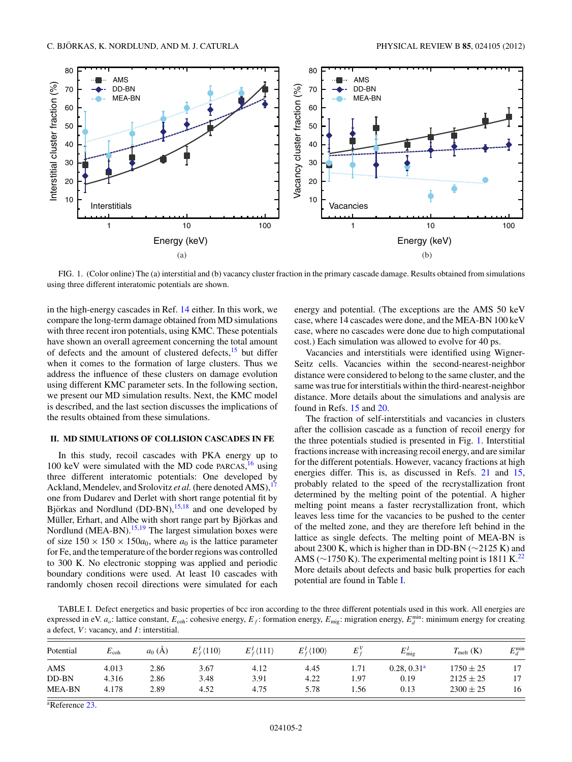FIG. 1. (Color online) The (a) interstitial and (b) vacancy cluster fraction in the primary cascade damage. Results obtained from simulations using three different interatomic potentials are shown.

in the high-energy cascades in Ref. 14 either. In this work, we compare the long-term damage obtained from MD simulations with three recent iron potentials, using KMC. These potentials have shown an overall agreement concerning the total amount of defects and the amount of clustered defects,[15] but differ when it comes to the formation of large clusters. Thus we address the influence of these clusters on damage evolution using different KMC parameter sets. In the following section, we present our MD simulation results. Next, the KMC model is described, and the last section discusses the implications of the results obtained from these simulations.

## II. MD SIMULATIONS OF COLLISION CASCADES IN FE

In this study, recoil cascades with PKA energy up to 100 keV were simulated with the MD code PARCAS,[16] using three different interatomic potentials: One developed by Ackland, Mendelev, and Srolovitz *et al.* (here denoted AMS),[17] one from Dudarev and Derlet with short range potential fit by Björkas and Nordlund (DD-BN),[15,18] and one developed by Müller, Erhart, and Albe with short range part by Björkas and Nordlund (MEA-BN).[15,19] The largest simulation boxes were of size $150 \times 150 \times 150a_0$, where $a_0$ is the lattice parameter for Fe, and the temperature of the border regions was controlled to 300 K. No electronic stopping was applied and periodic boundary conditions were used. At least 10 cascades with randomly chosen recoil directions were simulated for each energy and potential. (The exceptions are the AMS 50 keV case, where 14 cascades were done, and the MEA-BN 100 keV case, where no cascades were done due to high computational cost.) Each simulation was allowed to evolve for 40 ps.

Vacancies and interstitials were identified using Wigner-Seitz cells. Vacancies within the second-nearest-neighbor distance were considered to belong to the same cluster, and the same was true for interstitials within the third-nearest-neighbor distance. More details about the simulations and analysis are found in Refs. 15 and 20.

The fraction of self-interstitials and vacancies in clusters after the collision cascade as a function of recoil energy for the three potentials studied is presented in Fig. 1. Interstitial fractions increase with increasing recoil energy, and are similar for the different potentials. However, vacancy fractions at high energies differ. This is, as discussed in Refs. 21 and 15, probably related to the speed of the recrystallization front determined by the melting point of the potential. A higher melting point means a faster recrystallization front, which leaves less time for the vacancies to be pushed to the center of the melted zone, and they are therefore left behind in the lattice as single defects. The melting point of MEA-BN is about 2300 K, which is higher than in DD-BN (~2125 K) and AMS (~1750 K). The experimental melting point is 1811 K.[22] More details about defects and basic bulk properties for each potential are found in Table I.

TABLE I. Defect energetics and basic properties of bcc iron according to the three different potentials used in this work. All energies are expressed in eV. $a_o$: lattice constant, $E_{\mathrm{coh}}$: cohesive energy, $E_f$: formation energy, $E_{\mathrm{mig}}$: migration energy, $E_d^{\mathrm{min}}$: minimum energy for creating a defect, $V$: vacancy, and $I$: interstitial.

| Potential | $E_{\mathrm{coh}}$ | $a_0$ (Å) | $E_f^I\langle 110\rangle$ | $E_f^I\langle 111\rangle$ | $E_f^I\langle 100\rangle$ | $E_f^V$ | $E_{\mathrm{mig}}^I$ | $T_{\mathrm{melt}}$ (K) | $E_d^{\mathrm{min}}$ |
|---|---|---|---|---|---|---|---|---|---|
| AMS | 4.013 | 2.86 | 3.67 | 4.12 | 4.45 | 1.71 | 0.28, 0.31[a] | 1750 ± 25 | 17 |
| DD-BN | 4.316 | 2.86 | 3.48 | 3.91 | 4.22 | 1.97 | 0.19 | 2125 ± 25 | 17 |
| MEA-BN | 4.178 | 2.89 | 4.52 | 4.75 | 5.78 | 1.56 | 0.13 | 2300 ± 25 | 16 |

[a]Reference 23.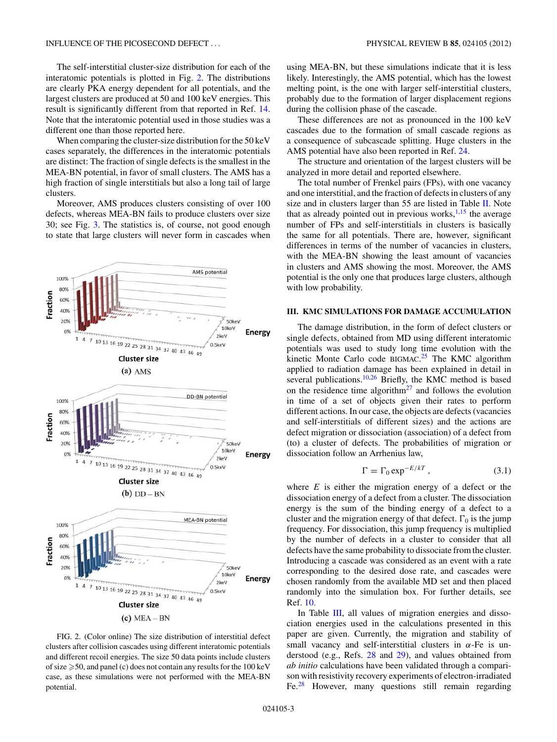The self-interstitial cluster-size distribution for each of the interatomic potentials is plotted in Fig. 2. The distributions are clearly PKA energy dependent for all potentials, and the largest clusters are produced at 50 and 100 keV energies. This result is significantly different from that reported in Ref. 14. Note that the interatomic potential used in those studies was a different one than those reported here.

When comparing the cluster-size distribution for the 50 keV cases separately, the differences in the interatomic potentials are distinct: The fraction of single defects is the smallest in the MEA-BN potential, in favor of small clusters. The AMS has a high fraction of single interstitials but also a long tail of large clusters.

Moreover, AMS produces clusters consisting of over 100 defects, whereas MEA-BN fails to produce clusters over size 30; see Fig. 3. The statistics is, of course, not good enough to state that large clusters will never form in cascades when using MEA-BN, but these simulations indicate that it is less likely. Interestingly, the AMS potential, which has the lowest melting point, is the one with larger self-interstitial clusters, probably due to the formation of larger displacement regions during the collision phase of the cascade.

(a) AMS

(b) DD – BN

(c) MEA – BN

FIG. 2. (Color online) The size distribution of interstitial defect clusters after collision cascades using different interatomic potentials and different recoil energies. The size 50 data points include clusters of size ⩾50, and panel (c) does not contain any results for the 100 keV case, as these simulations were not performed with the MEA-BN potential.

These differences are not as pronounced in the 100 keV cascades due to the formation of small cascade regions as a consequence of subcascade splitting. Huge clusters in the AMS potential have also been reported in Ref. 24.

The structure and orientation of the largest clusters will be analyzed in more detail and reported elsewhere.

The total number of Frenkel pairs (FPs), with one vacancy and one interstitial, and the fraction of defects in clusters of any size and in clusters larger than 55 are listed in Table II. Note that as already pointed out in previous works,[1,15] the average number of FPs and self-interstitials in clusters is basically the same for all potentials. There are, however, significant differences in terms of the number of vacancies in clusters, with the MEA-BN showing the least amount of vacancies in clusters and AMS showing the most. Moreover, the AMS potential is the only one that produces large clusters, although with low probability.

## III. KMC SIMULATIONS FOR DAMAGE ACCUMULATION

The damage distribution, in the form of defect clusters or single defects, obtained from MD using different interatomic potentials was used to study long time evolution with the kinetic Monte Carlo code BIGMAC.[25] The KMC algorithm applied to radiation damage has been explained in detail in several publications.[10,26] Briefly, the KMC method is based on the residence time algorithm[27] and follows the evolution in time of a set of objects given their rates to perform different actions. In our case, the objects are defects (vacancies and self-interstitials of different sizes) and the actions are defect migration or dissociation (association) of a defect from (to) a cluster of defects. The probabilities of migration or dissociation follow an Arrhenius law,

$$\Gamma = \Gamma_0 \exp^{-E/kT}, \tag{3.1}$$

where $E$ is either the migration energy of a defect or the dissociation energy of a defect from a cluster. The dissociation energy is the sum of the binding energy of a defect to a cluster and the migration energy of that defect. $\Gamma_0$ is the jump frequency. For dissociation, this jump frequency is multiplied by the number of defects in a cluster to consider that all defects have the same probability to dissociate from the cluster. Introducing a cascade was considered as an event with a rate corresponding to the desired dose rate, and cascades were chosen randomly from the available MD set and then placed randomly into the simulation box. For further details, see Ref. 10.

In Table III, all values of migration energies and dissociation energies used in the calculations presented in this paper are given. Currently, the migration and stability of small vacancy and self-interstitial clusters in $\alpha$-Fe is understood (e.g., Refs. 28 and 29), and values obtained from *ab initio* calculations have been validated through a comparison with resistivity recovery experiments of electron-irradiated Fe.[28] However, many questions still remain regarding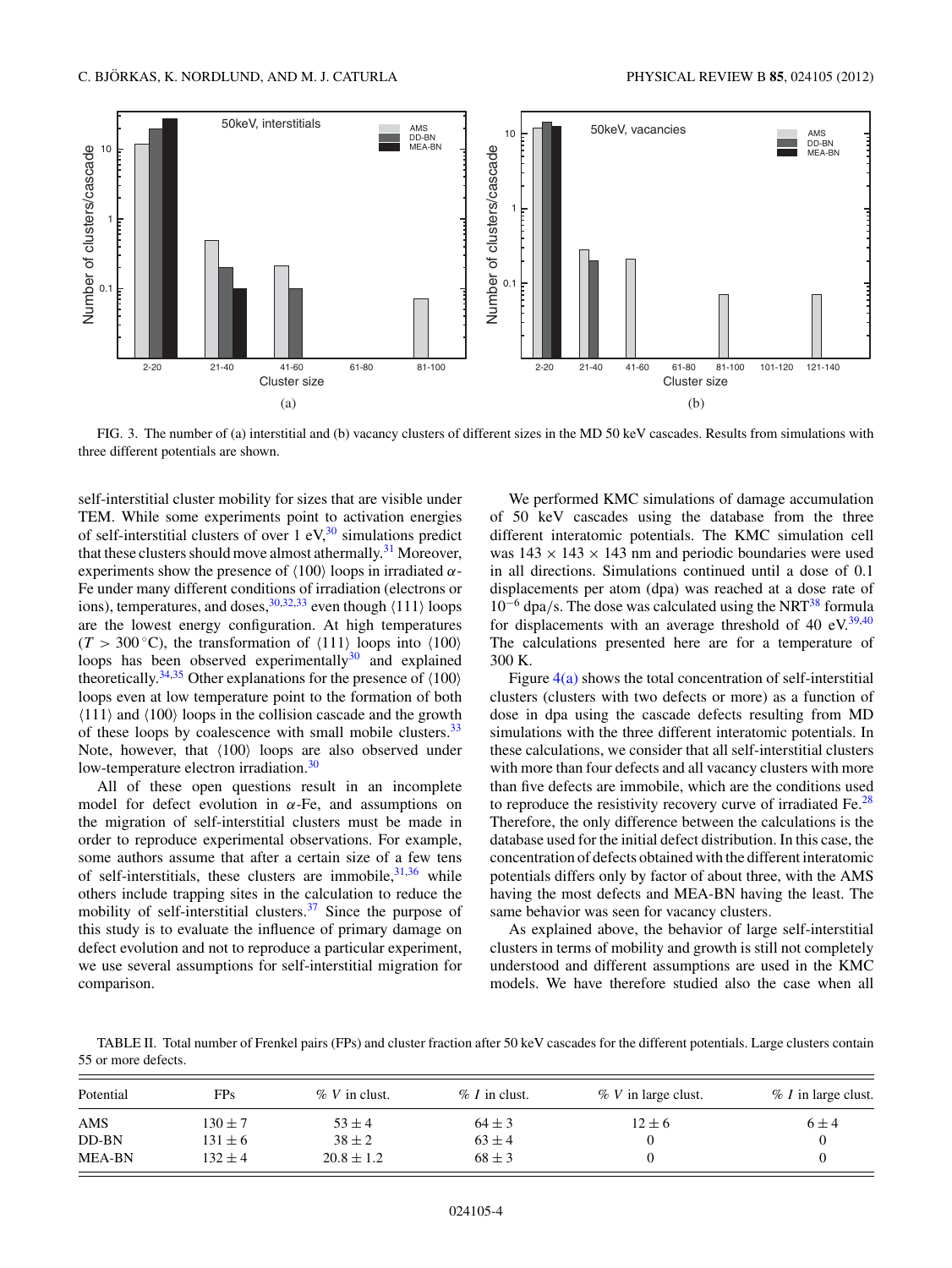FIG. 3. The number of (a) interstitial and (b) vacancy clusters of different sizes in the MD 50 keV cascades. Results from simulations with three different potentials are shown.

self-interstitial cluster mobility for sizes that are visible under TEM. While some experiments point to activation energies of self-interstitial clusters of over 1 eV,[30] simulations predict that these clusters should move almost athermally.[31] Moreover, experiments show the presence of ⟨100⟩ loops in irradiated $\alpha$-Fe under many different conditions of irradiation (electrons or ions), temperatures, and doses,[30,32,33] even though ⟨111⟩ loops are the lowest energy configuration. At high temperatures ($T > 300\,^{\circ}$C), the transformation of ⟨111⟩ loops into ⟨100⟩ loops has been observed experimentally[30] and explained theoretically.[34,35] Other explanations for the presence of ⟨100⟩ loops even at low temperature point to the formation of both ⟨111⟩ and ⟨100⟩ loops in the collision cascade and the growth of these loops by coalescence with small mobile clusters.[33] Note, however, that ⟨100⟩ loops are also observed under low-temperature electron irradiation.[30]

All of these open questions result in an incomplete model for defect evolution in $\alpha$-Fe, and assumptions on the migration of self-interstitial clusters must be made in order to reproduce experimental observations. For example, some authors assume that after a certain size of a few tens of self-interstitials, these clusters are immobile,[31,36] while others include trapping sites in the calculation to reduce the mobility of self-interstitial clusters.[37] Since the purpose of this study is to evaluate the influence of primary damage on defect evolution and not to reproduce a particular experiment, we use several assumptions for self-interstitial migration for comparison.

We performed KMC simulations of damage accumulation of 50 keV cascades using the database from the three different interatomic potentials. The KMC simulation cell was $143 \times 143 \times 143$ nm and periodic boundaries were used in all directions. Simulations continued until a dose of 0.1 displacements per atom (dpa) was reached at a dose rate of $10^{-6}$ dpa/s. The dose was calculated using the NRT[38] formula for displacements with an average threshold of 40 eV.[39,40] The calculations presented here are for a temperature of 300 K.

Figure 4(a) shows the total concentration of self-interstitial clusters (clusters with two defects or more) as a function of dose in dpa using the cascade defects resulting from MD simulations with the three different interatomic potentials. In these calculations, we consider that all self-interstitial clusters with more than four defects and all vacancy clusters with more than five defects are immobile, which are the conditions used to reproduce the resistivity recovery curve of irradiated Fe.[28] Therefore, the only difference between the calculations is the database used for the initial defect distribution. In this case, the concentration of defects obtained with the different interatomic potentials differs only by factor of about three, with the AMS having the most defects and MEA-BN having the least. The same behavior was seen for vacancy clusters.

As explained above, the behavior of large self-interstitial clusters in terms of mobility and growth is still not completely understood and different assumptions are used in the KMC models. We have therefore studied also the case when all

TABLE II. Total number of Frenkel pairs (FPs) and cluster fraction after 50 keV cascades for the different potentials. Large clusters contain 55 or more defects.

| Potential | FPs | % $V$ in clust. | % $I$ in clust. | % $V$ in large clust. | % $I$ in large clust. |
|---|---|---|---|---|---|
| AMS | $130 \pm 7$ | $53 \pm 4$ | $64 \pm 3$ | $12 \pm 6$ | $6 \pm 4$ |
| DD-BN | $131 \pm 6$ | $38 \pm 2$ | $63 \pm 4$ | 0 | 0 |
| MEA-BN | $132 \pm 4$ | $20.8 \pm 1.2$ | $68 \pm 3$ | 0 | 0 |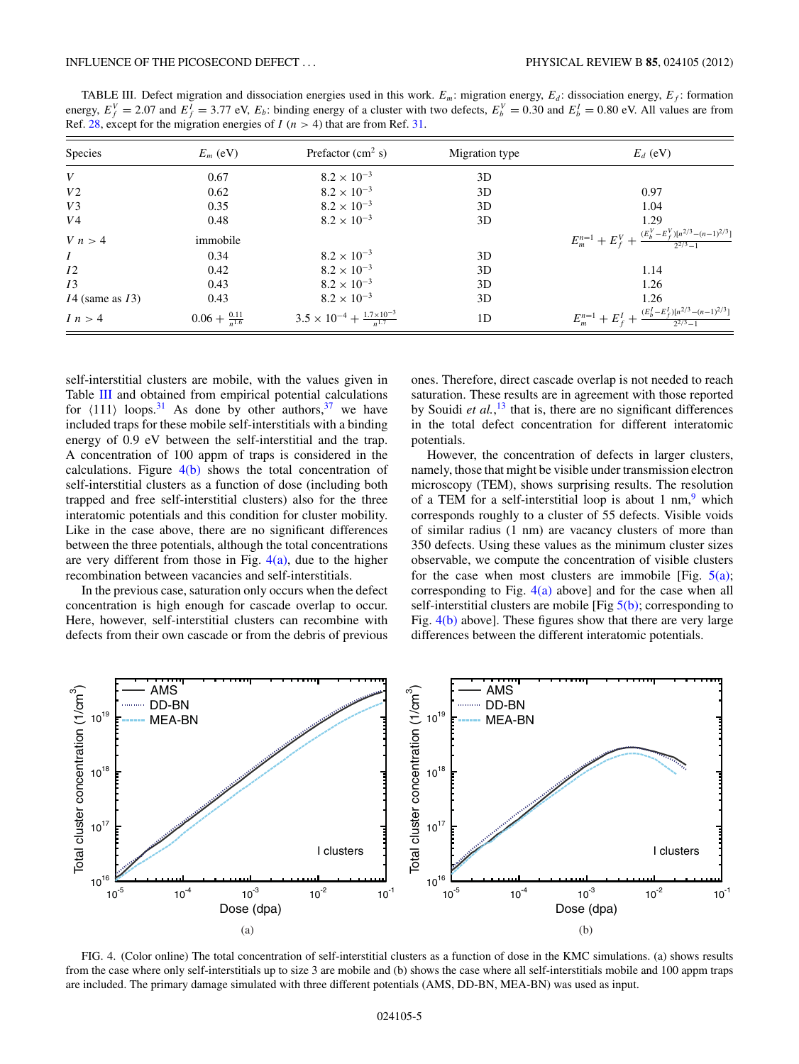TABLE III. Defect migration and dissociation energies used in this work. $E_m$: migration energy, $E_d$: dissociation energy, $E_f$: formation energy, $E_f^V = 2.07$ and $E_f^I = 3.77$ eV, $E_b$: binding energy of a cluster with two defects, $E_b^V = 0.30$ and $E_b^I = 0.80$ eV. All values are from Ref. 28, except for the migration energies of $I$ ($n > 4$) that are from Ref. 31.

| Species | $E_m$ (eV) | Prefactor (cm$^2$ s) | Migration type | $E_d$ (eV) |
|---|---|---|---|---|
| $V$ | 0.67 | $8.2 \times 10^{-3}$ | 3D | |
| $V2$ | 0.62 | $8.2 \times 10^{-3}$ | 3D | 0.97 |
| $V3$ | 0.35 | $8.2 \times 10^{-3}$ | 3D | 1.04 |
| $V4$ | 0.48 | $8.2 \times 10^{-3}$ | 3D | 1.29 |
| $V\ n > 4$ | immobile | | | $E_m^{n=1} + E_f^V + \frac{(E_b^V - E_f^V)[n^{2/3}-(n-1)^{2/3}]}{2^{2/3}-1}$ |
| $I$ | 0.34 | $8.2 \times 10^{-3}$ | 3D | |
| $I2$ | 0.42 | $8.2 \times 10^{-3}$ | 3D | 1.14 |
| $I3$ | 0.43 | $8.2 \times 10^{-3}$ | 3D | 1.26 |
| $I4$ (same as $I3$) | 0.43 | $8.2 \times 10^{-3}$ | 3D | 1.26 |
| $I\ n > 4$ | $0.06 + \frac{0.11}{n^{1.6}}$ | $3.5 \times 10^{-4} + \frac{1.7\times 10^{-3}}{n^{1.7}}$ | 1D | $E_m^{n=1} + E_f^I + \frac{(E_b^I - E_f^I)[n^{2/3}-(n-1)^{2/3}]}{2^{2/3}-1}$ |

self-interstitial clusters are mobile, with the values given in Table III and obtained from empirical potential calculations for $\langle 111 \rangle$ loops.[31] As done by other authors,[37] we have included traps for these mobile self-interstitials with a binding energy of 0.9 eV between the self-interstitial and the trap. A concentration of 100 appm of traps is considered in the calculations. Figure 4(b) shows the total concentration of self-interstitial clusters as a function of dose (including both trapped and free self-interstitial clusters) also for the three interatomic potentials and this condition for cluster mobility. Like in the case above, there are no significant differences between the three potentials, although the total concentrations are very different from those in Fig. 4(a), due to the higher recombination between vacancies and self-interstitials.

In the previous case, saturation only occurs when the defect concentration is high enough for cascade overlap to occur. Here, however, self-interstitial clusters can recombine with defects from their own cascade or from the debris of previous ones. Therefore, direct cascade overlap is not needed to reach saturation. These results are in agreement with those reported by Souidi *et al.*,[13] that is, there are no significant differences in the total defect concentration for different interatomic potentials.

However, the concentration of defects in larger clusters, namely, those that might be visible under transmission electron microscopy (TEM), shows surprising results. The resolution of a TEM for a self-interstitial loop is about 1 nm,[9] which corresponds roughly to a cluster of 55 defects. Visible voids of similar radius (1 nm) are vacancy clusters of more than 350 defects. Using these values as the minimum cluster sizes observable, we compute the concentration of visible clusters for the case when most clusters are immobile [Fig. 5(a); corresponding to Fig. 4(a) above] and for the case when all self-interstitial clusters are mobile [Fig 5(b); corresponding to Fig. 4(b) above]. These figures show that there are very large differences between the different interatomic potentials.

FIG. 4. (Color online) The total concentration of self-interstitial clusters as a function of dose in the KMC simulations. (a) shows results from the case where only self-interstitials up to size 3 are mobile and (b) shows the case where all self-interstitials mobile and 100 appm traps are included. The primary damage simulated with three different potentials (AMS, DD-BN, MEA-BN) was used as input.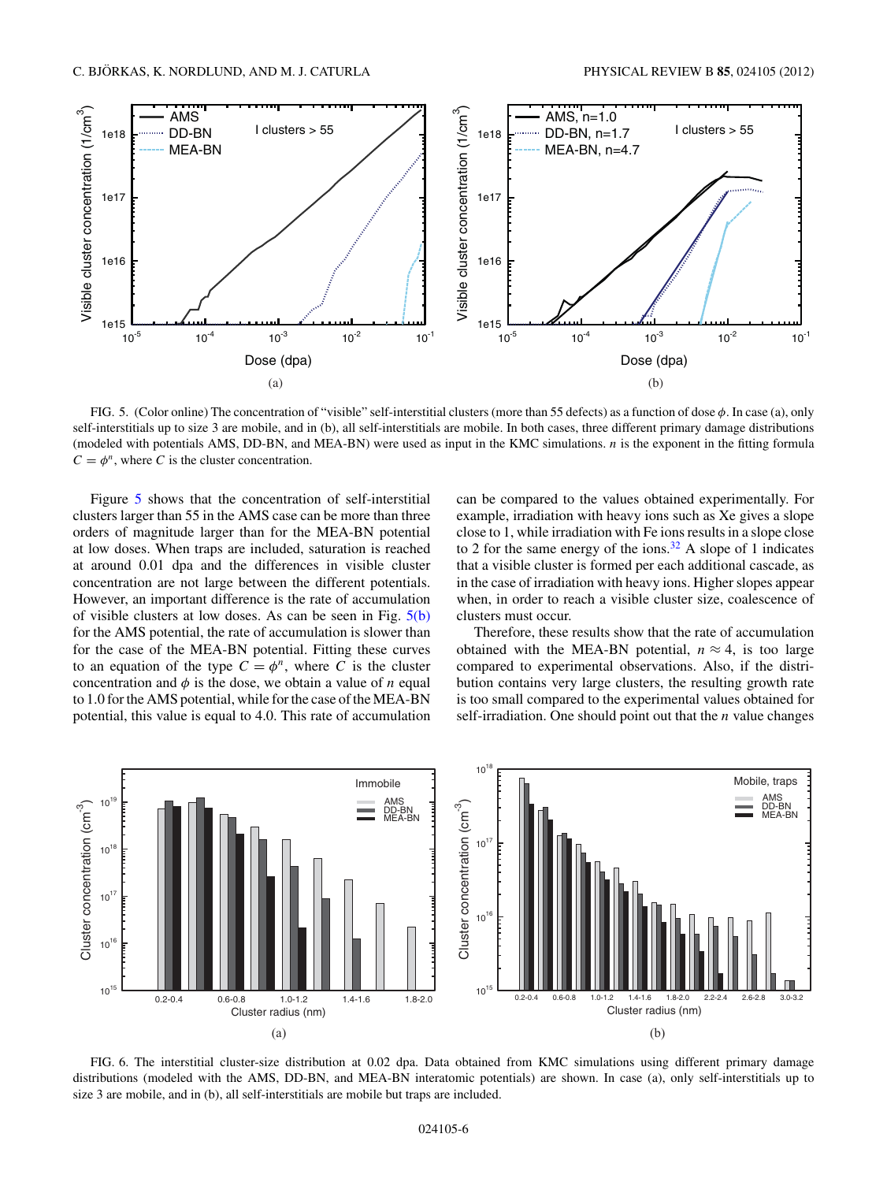FIG. 5. (Color online) The concentration of "visible" self-interstitial clusters (more than 55 defects) as a function of dose $\phi$. In case (a), only self-interstitials up to size 3 are mobile, and in (b), all self-interstitials are mobile. In both cases, three different primary damage distributions (modeled with potentials AMS, DD-BN, and MEA-BN) were used as input in the KMC simulations. $n$ is the exponent in the fitting formula $C = \phi^n$, where $C$ is the cluster concentration.

Figure 5 shows that the concentration of self-interstitial clusters larger than 55 in the AMS case can be more than three orders of magnitude larger than for the MEA-BN potential at low doses. When traps are included, saturation is reached at around 0.01 dpa and the differences in visible cluster concentration are not large between the different potentials. However, an important difference is the rate of accumulation of visible clusters at low doses. As can be seen in Fig. 5(b) for the AMS potential, the rate of accumulation is slower than for the case of the MEA-BN potential. Fitting these curves to an equation of the type $C = \phi^n$, where $C$ is the cluster concentration and $\phi$ is the dose, we obtain a value of $n$ equal to 1.0 for the AMS potential, while for the case of the MEA-BN potential, this value is equal to 4.0. This rate of accumulation can be compared to the values obtained experimentally. For example, irradiation with heavy ions such as Xe gives a slope close to 1, while irradiation with Fe ions results in a slope close to 2 for the same energy of the ions.[32] A slope of 1 indicates that a visible cluster is formed per each additional cascade, as in the case of irradiation with heavy ions. Higher slopes appear when, in order to reach a visible cluster size, coalescence of clusters must occur.

Therefore, these results show that the rate of accumulation obtained with the MEA-BN potential, $n \approx 4$, is too large compared to experimental observations. Also, if the distribution contains very large clusters, the resulting growth rate is too small compared to the experimental values obtained for self-irradiation. One should point out that the $n$ value changes

FIG. 6. The interstitial cluster-size distribution at 0.02 dpa. Data obtained from KMC simulations using different primary damage distributions (modeled with the AMS, DD-BN, and MEA-BN interatomic potentials) are shown. In case (a), only self-interstitials up to size 3 are mobile, and in (b), all self-interstitials are mobile but traps are included.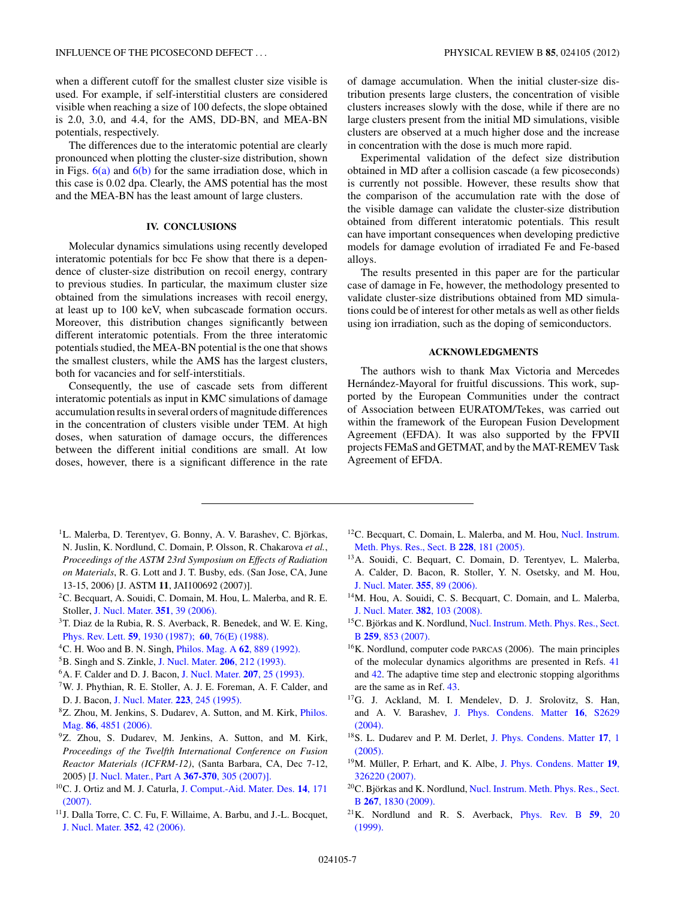when a different cutoff for the smallest cluster size visible is used. For example, if self-interstitial clusters are considered visible when reaching a size of 100 defects, the slope obtained is 2.0, 3.0, and 4.4, for the AMS, DD-BN, and MEA-BN potentials, respectively.

The differences due to the interatomic potential are clearly pronounced when plotting the cluster-size distribution, shown in Figs. 6(a) and 6(b) for the same irradiation dose, which in this case is 0.02 dpa. Clearly, the AMS potential has the most and the MEA-BN has the least amount of large clusters.

## IV. CONCLUSIONS

Molecular dynamics simulations using recently developed interatomic potentials for bcc Fe show that there is a dependence of cluster-size distribution on recoil energy, contrary to previous studies. In particular, the maximum cluster size obtained from the simulations increases with recoil energy, at least up to 100 keV, when subcascade formation occurs. Moreover, this distribution changes significantly between different interatomic potentials. From the three interatomic potentials studied, the MEA-BN potential is the one that shows the smallest clusters, while the AMS has the largest clusters, both for vacancies and for self-interstitials.

Consequently, the use of cascade sets from different interatomic potentials as input in KMC simulations of damage accumulation results in several orders of magnitude differences in the concentration of clusters visible under TEM. At high doses, when saturation of damage occurs, the differences between the different initial conditions are small. At low doses, however, there is a significant difference in the rate of damage accumulation. When the initial cluster-size distribution presents large clusters, the concentration of visible clusters increases slowly with the dose, while if there are no large clusters present from the initial MD simulations, visible clusters are observed at a much higher dose and the increase in concentration with the dose is much more rapid.

Experimental validation of the defect size distribution obtained in MD after a collision cascade (a few picoseconds) is currently not possible. However, these results show that the comparison of the accumulation rate with the dose of the visible damage can validate the cluster-size distribution obtained from different interatomic potentials. This result can have important consequences when developing predictive models for damage evolution of irradiated Fe and Fe-based alloys.

The results presented in this paper are for the particular case of damage in Fe, however, the methodology presented to validate cluster-size distributions obtained from MD simulations could be of interest for other metals as well as other fields using ion irradiation, such as the doping of semiconductors.

## ACKNOWLEDGMENTS

The authors wish to thank Max Victoria and Mercedes Hernández-Mayoral for fruitful discussions. This work, supported by the European Communities under the contract of Association between EURATOM/Tekes, was carried out within the framework of the European Fusion Development Agreement (EFDA). It was also supported by the FPVII projects FEMaS and GETMAT, and by the MAT-REMEV Task Agreement of EFDA.

---

[1] L. Malerba, D. Terentyev, G. Bonny, A. V. Barashev, C. Björkas, N. Juslin, K. Nordlund, C. Domain, P. Olsson, R. Chakarova *et al.*, *Proceedings of the ASTM 23rd Symposium on Effects of Radiation on Materials*, R. G. Lott and J. T. Busby, eds. (San Jose, CA, June 13-15, 2006) [J. ASTM **11**, JAI100692 (2007)].

[2] C. Becquart, A. Souidi, C. Domain, M. Hou, L. Malerba, and R. E. Stoller, J. Nucl. Mater. **351**, 39 (2006).

[3] T. Diaz de la Rubia, R. S. Averback, R. Benedek, and W. E. King, Phys. Rev. Lett. **59**, 1930 (1987); **60**, 76(E) (1988).

[4] C. H. Woo and B. N. Singh, Philos. Mag. A **62**, 889 (1992).

[5] B. Singh and S. Zinkle, J. Nucl. Mater. **206**, 212 (1993).

[6] A. F. Calder and D. J. Bacon, J. Nucl. Mater. **207**, 25 (1993).

[7] W. J. Phythian, R. E. Stoller, A. J. E. Foreman, A. F. Calder, and D. J. Bacon, J. Nucl. Mater. **223**, 245 (1995).

[8] Z. Zhou, M. Jenkins, S. Dudarev, A. Sutton, and M. Kirk, Philos. Mag. **86**, 4851 (2006).

[9] Z. Zhou, S. Dudarev, M. Jenkins, A. Sutton, and M. Kirk, *Proceedings of the Twelfth International Conference on Fusion Reactor Materials (ICFRM-12)*, (Santa Barbara, CA, Dec 7-12, 2005) [J. Nucl. Mater., Part A **367-370**, 305 (2007)].

[10] C. J. Ortiz and M. J. Caturla, J. Comput.-Aid. Mater. Des. **14**, 171 (2007).

[11] J. Dalla Torre, C. C. Fu, F. Willaime, A. Barbu, and J.-L. Bocquet, J. Nucl. Mater. **352**, 42 (2006).

[12] C. Becquart, C. Domain, L. Malerba, and M. Hou, Nucl. Instrum. Meth. Phys. Res., Sect. B **228**, 181 (2005).

[13] A. Souidi, C. Bequart, C. Domain, D. Terentyev, L. Malerba, A. Calder, D. Bacon, R. Stoller, Y. N. Osetsky, and M. Hou, J. Nucl. Mater. **355**, 89 (2006).

[14] M. Hou, A. Souidi, C. S. Becquart, C. Domain, and L. Malerba, J. Nucl. Mater. **382**, 103 (2008).

[15] C. Björkas and K. Nordlund, Nucl. Instrum. Meth. Phys. Res., Sect. B **259**, 853 (2007).

[16] K. Nordlund, computer code PARCAS (2006). The main principles of the molecular dynamics algorithms are presented in Refs. 41 and 42. The adaptive time step and electronic stopping algorithms are the same as in Ref. 43.

[17] G. J. Ackland, M. I. Mendelev, D. J. Srolovitz, S. Han, and A. V. Barashev, J. Phys. Condens. Matter **16**, S2629 (2004).

[18] S. L. Dudarev and P. M. Derlet, J. Phys. Condens. Matter **17**, 1 (2005).

[19] M. Müller, P. Erhart, and K. Albe, J. Phys. Condens. Matter **19**, 326220 (2007).

[20] C. Björkas and K. Nordlund, Nucl. Instrum. Meth. Phys. Res., Sect. B **267**, 1830 (2009).

[21] K. Nordlund and R. S. Averback, Phys. Rev. B **59**, 20 (1999).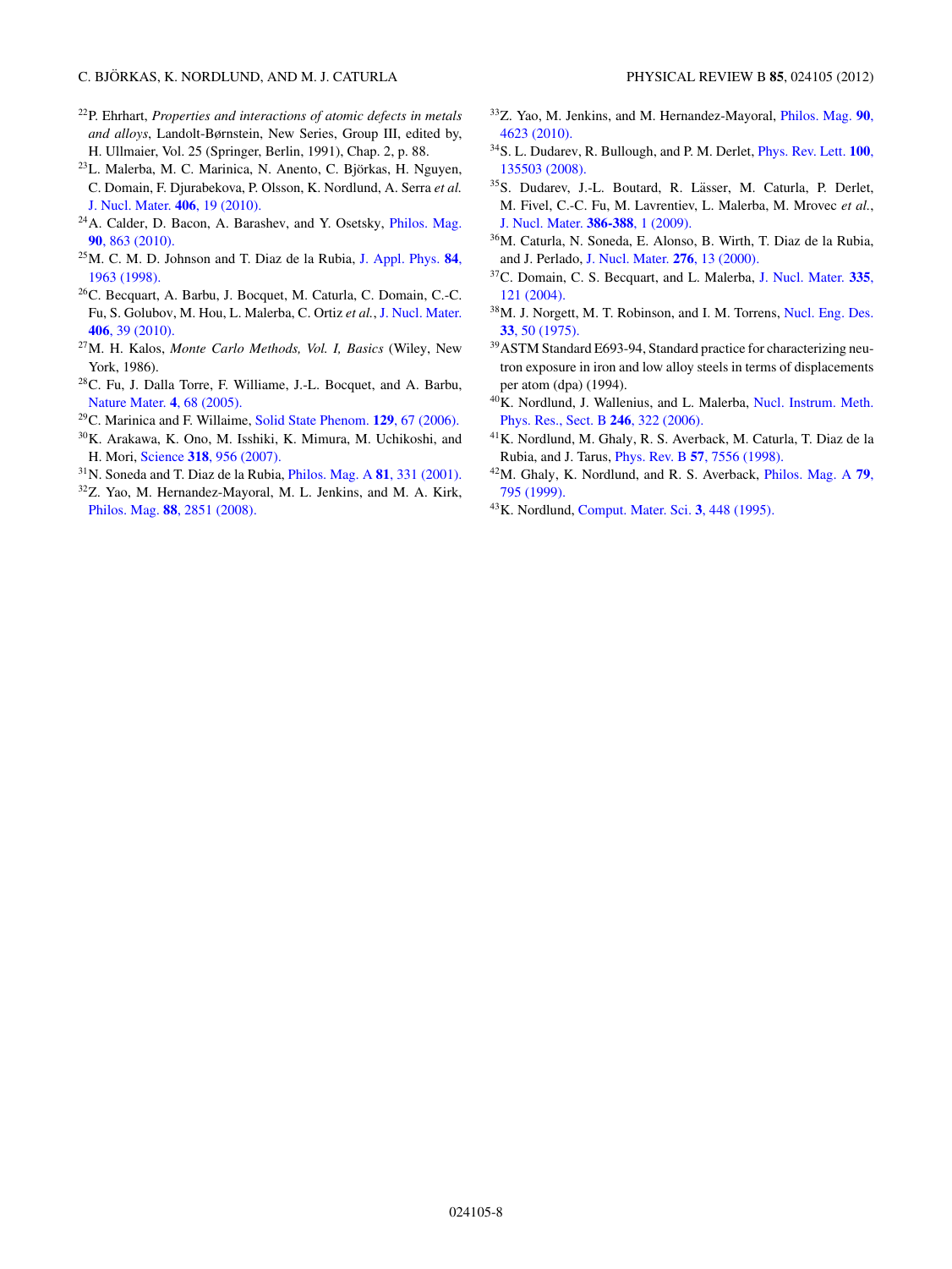[22] P. Ehrhart, *Properties and interactions of atomic defects in metals and alloys*, Landolt-Børnstein, New Series, Group III, edited by, H. Ullmaier, Vol. 25 (Springer, Berlin, 1991), Chap. 2, p. 88.

[23] L. Malerba, M. C. Marinica, N. Anento, C. Björkas, H. Nguyen, C. Domain, F. Djurabekova, P. Olsson, K. Nordlund, A. Serra *et al.* J. Nucl. Mater. **406**, 19 (2010).

[24] A. Calder, D. Bacon, A. Barashev, and Y. Osetsky, Philos. Mag. **90**, 863 (2010).

[25] M. C. M. D. Johnson and T. Diaz de la Rubia, J. Appl. Phys. **84**, 1963 (1998).

[26] C. Becquart, A. Barbu, J. Bocquet, M. Caturla, C. Domain, C.-C. Fu, S. Golubov, M. Hou, L. Malerba, C. Ortiz *et al.*, J. Nucl. Mater. **406**, 39 (2010).

[27] M. H. Kalos, *Monte Carlo Methods, Vol. I, Basics* (Wiley, New York, 1986).

[28] C. Fu, J. Dalla Torre, F. Williame, J.-L. Bocquet, and A. Barbu, Nature Mater. **4**, 68 (2005).

[29] C. Marinica and F. Willaime, Solid State Phenom. **129**, 67 (2006).

[30] K. Arakawa, K. Ono, M. Isshiki, K. Mimura, M. Uchikoshi, and H. Mori, Science **318**, 956 (2007).

[31] N. Soneda and T. Diaz de la Rubia, Philos. Mag. A **81**, 331 (2001).

[32] Z. Yao, M. Hernandez-Mayoral, M. L. Jenkins, and M. A. Kirk, Philos. Mag. **88**, 2851 (2008).

[33] Z. Yao, M. Jenkins, and M. Hernandez-Mayoral, Philos. Mag. **90**, 4623 (2010).

[34] S. L. Dudarev, R. Bullough, and P. M. Derlet, Phys. Rev. Lett. **100**, 135503 (2008).

[35] S. Dudarev, J.-L. Boutard, R. Lässer, M. Caturla, P. Derlet, M. Fivel, C.-C. Fu, M. Lavrentiev, L. Malerba, M. Mrovec *et al.*, J. Nucl. Mater. **386-388**, 1 (2009).

[36] M. Caturla, N. Soneda, E. Alonso, B. Wirth, T. Diaz de la Rubia, and J. Perlado, J. Nucl. Mater. **276**, 13 (2000).

[37] C. Domain, C. S. Becquart, and L. Malerba, J. Nucl. Mater. **335**, 121 (2004).

[38] M. J. Norgett, M. T. Robinson, and I. M. Torrens, Nucl. Eng. Des. **33**, 50 (1975).

[39] ASTM Standard E693-94, Standard practice for characterizing neutron exposure in iron and low alloy steels in terms of displacements per atom (dpa) (1994).

[40] K. Nordlund, J. Wallenius, and L. Malerba, Nucl. Instrum. Meth. Phys. Res., Sect. B **246**, 322 (2006).

[41] K. Nordlund, M. Ghaly, R. S. Averback, M. Caturla, T. Diaz de la Rubia, and J. Tarus, Phys. Rev. B **57**, 7556 (1998).

[42] M. Ghaly, K. Nordlund, and R. S. Averback, Philos. Mag. A **79**, 795 (1999).

[43] K. Nordlund, Comput. Mater. Sci. **3**, 448 (1995).